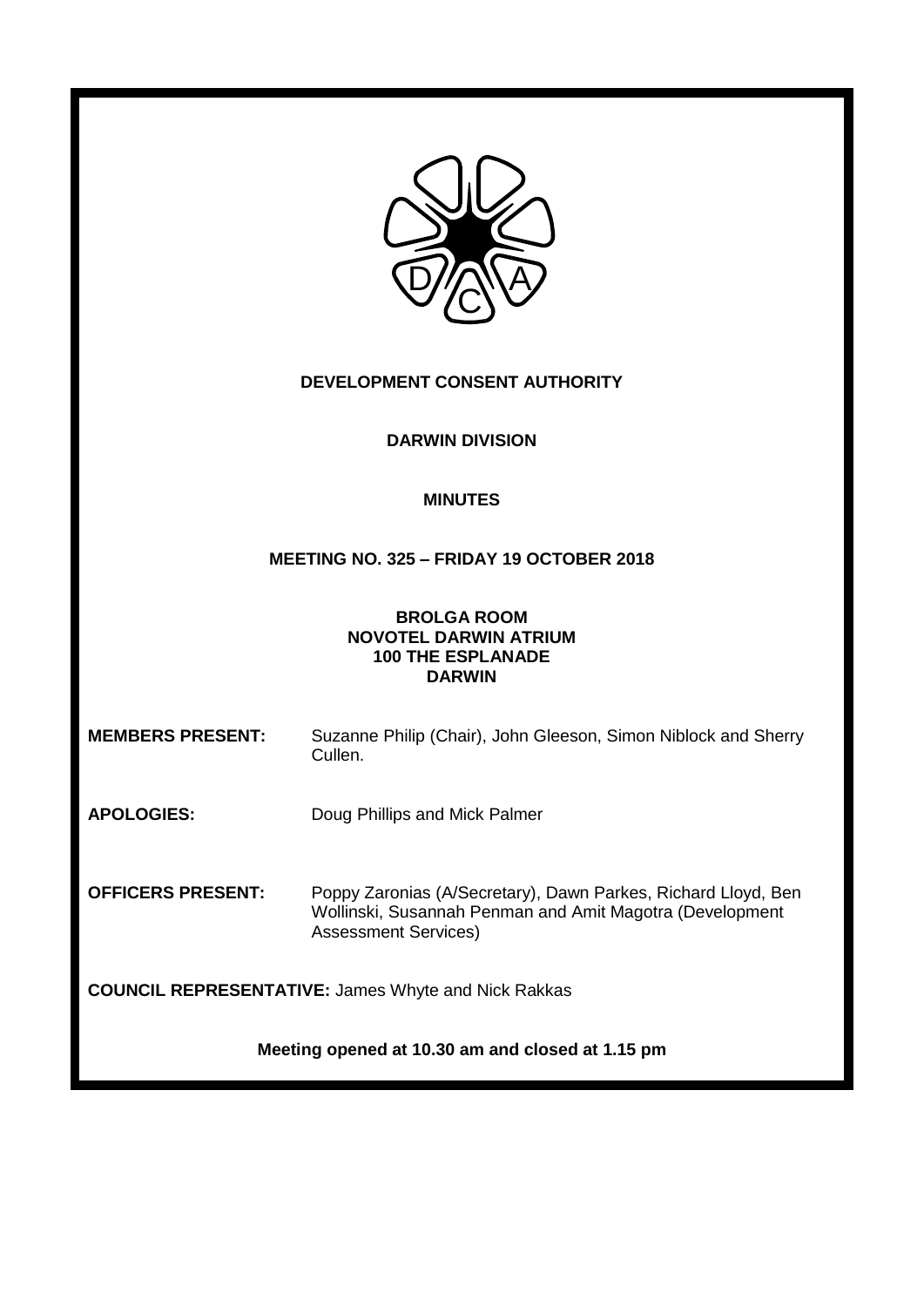# DEVELOPMENT CONSENT AUTHORITY

## DARWIN DIVISION

## MINUTES

### MEETING NO. 325 – FRIDAY 19 OCTOBER 2018

**BROLGA ROOM**
**NOVOTEL DARWIN ATRIUM**
**100 THE ESPLANADE**
**DARWIN**

**MEMBERS PRESENT:** Suzanne Philip (Chair), John Gleeson, Simon Niblock and Sherry Cullen.

**APOLOGIES:** Doug Phillips and Mick Palmer

**OFFICERS PRESENT:** Poppy Zaronias (A/Secretary), Dawn Parkes, Richard Lloyd, Ben Wollinski, Susannah Penman and Amit Magotra (Development Assessment Services)

**COUNCIL REPRESENTATIVE:** James Whyte and Nick Rakkas

**Meeting opened at 10.30 am and closed at 1.15 pm**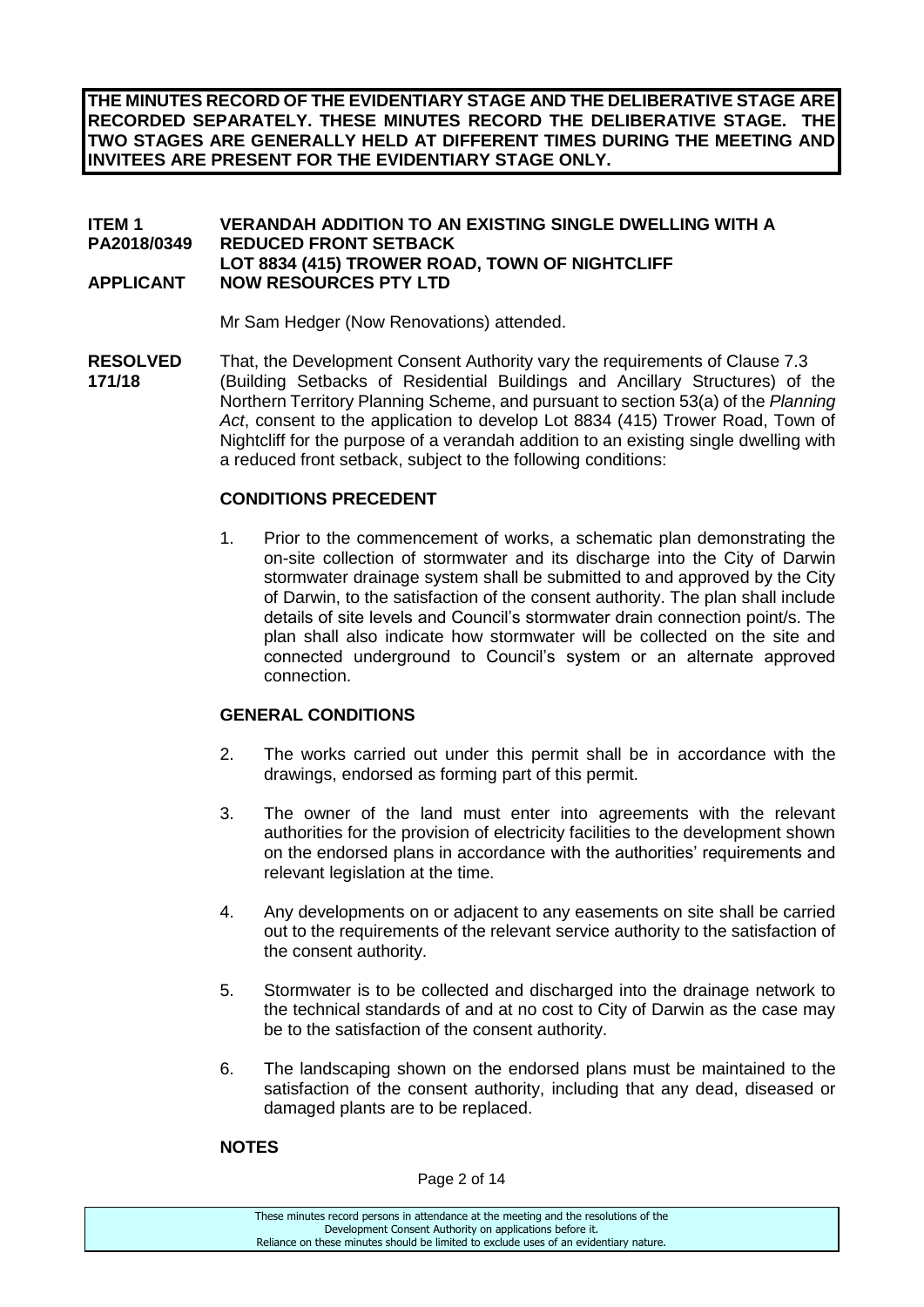**THE MINUTES RECORD OF THE EVIDENTIARY STAGE AND THE DELIBERATIVE STAGE ARE RECORDED SEPARATELY. THESE MINUTES RECORD THE DELIBERATIVE STAGE. THE TWO STAGES ARE GENERALLY HELD AT DIFFERENT TIMES DURING THE MEETING AND INVITEES ARE PRESENT FOR THE EVIDENTIARY STAGE ONLY.**

**ITEM 1 PA2018/0349** **VERANDAH ADDITION TO AN EXISTING SINGLE DWELLING WITH A REDUCED FRONT SETBACK**
**LOT 8834 (415) TROWER ROAD, TOWN OF NIGHTCLIFF**
**APPLICANT** **NOW RESOURCES PTY LTD**

Mr Sam Hedger (Now Renovations) attended.

**RESOLVED 171/18** That, the Development Consent Authority vary the requirements of Clause 7.3 (Building Setbacks of Residential Buildings and Ancillary Structures) of the Northern Territory Planning Scheme, and pursuant to section 53(a) of the *Planning Act*, consent to the application to develop Lot 8834 (415) Trower Road, Town of Nightcliff for the purpose of a verandah addition to an existing single dwelling with a reduced front setback, subject to the following conditions:

**CONDITIONS PRECEDENT**

1. Prior to the commencement of works, a schematic plan demonstrating the on-site collection of stormwater and its discharge into the City of Darwin stormwater drainage system shall be submitted to and approved by the City of Darwin, to the satisfaction of the consent authority. The plan shall include details of site levels and Council's stormwater drain connection point/s. The plan shall also indicate how stormwater will be collected on the site and connected underground to Council's system or an alternate approved connection.

**GENERAL CONDITIONS**

2. The works carried out under this permit shall be in accordance with the drawings, endorsed as forming part of this permit.

3. The owner of the land must enter into agreements with the relevant authorities for the provision of electricity facilities to the development shown on the endorsed plans in accordance with the authorities' requirements and relevant legislation at the time.

4. Any developments on or adjacent to any easements on site shall be carried out to the requirements of the relevant service authority to the satisfaction of the consent authority.

5. Stormwater is to be collected and discharged into the drainage network to the technical standards of and at no cost to City of Darwin as the case may be to the satisfaction of the consent authority.

6. The landscaping shown on the endorsed plans must be maintained to the satisfaction of the consent authority, including that any dead, diseased or damaged plants are to be replaced.

**NOTES**

These minutes record persons in attendance at the meeting and the resolutions of the Development Consent Authority on applications before it.
Reliance on these minutes should be limited to exclude uses of an evidentiary nature.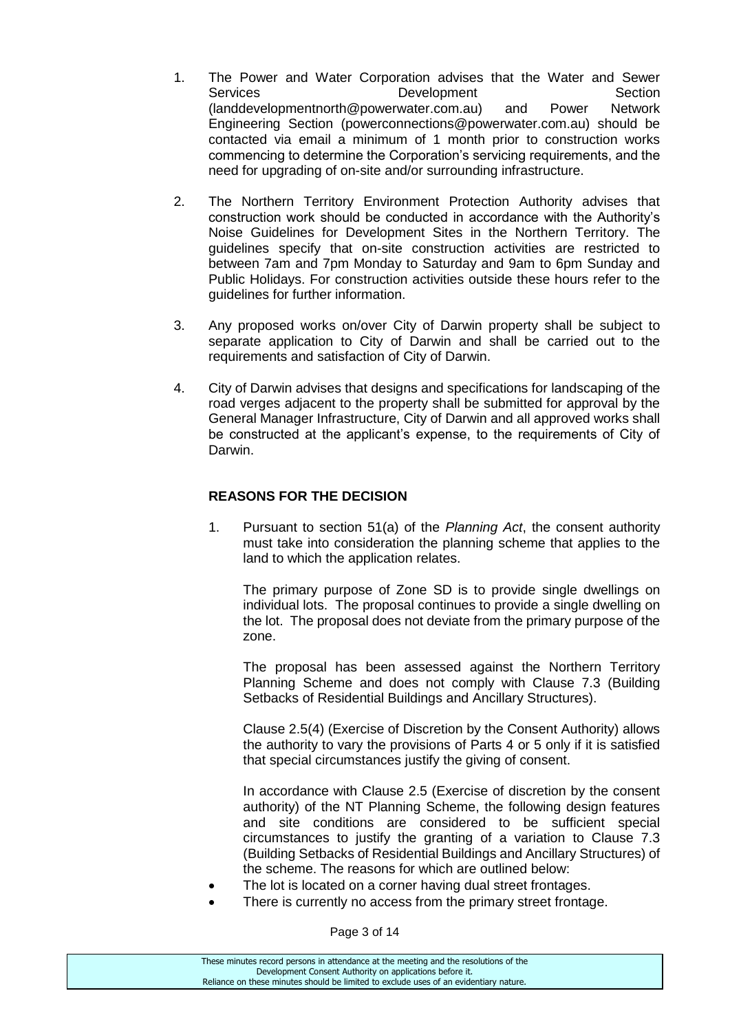1. The Power and Water Corporation advises that the Water and Sewer Services Development Section (landdevelopmentnorth@powerwater.com.au) and Power Network Engineering Section (powerconnections@powerwater.com.au) should be contacted via email a minimum of 1 month prior to construction works commencing to determine the Corporation's servicing requirements, and the need for upgrading of on-site and/or surrounding infrastructure.

2. The Northern Territory Environment Protection Authority advises that construction work should be conducted in accordance with the Authority's Noise Guidelines for Development Sites in the Northern Territory. The guidelines specify that on-site construction activities are restricted to between 7am and 7pm Monday to Saturday and 9am to 6pm Sunday and Public Holidays. For construction activities outside these hours refer to the guidelines for further information.

3. Any proposed works on/over City of Darwin property shall be subject to separate application to City of Darwin and shall be carried out to the requirements and satisfaction of City of Darwin.

4. City of Darwin advises that designs and specifications for landscaping of the road verges adjacent to the property shall be submitted for approval by the General Manager Infrastructure, City of Darwin and all approved works shall be constructed at the applicant's expense, to the requirements of City of Darwin.

**REASONS FOR THE DECISION**

1. Pursuant to section 51(a) of the *Planning Act*, the consent authority must take into consideration the planning scheme that applies to the land to which the application relates.

   The primary purpose of Zone SD is to provide single dwellings on individual lots. The proposal continues to provide a single dwelling on the lot. The proposal does not deviate from the primary purpose of the zone.

   The proposal has been assessed against the Northern Territory Planning Scheme and does not comply with Clause 7.3 (Building Setbacks of Residential Buildings and Ancillary Structures).

   Clause 2.5(4) (Exercise of Discretion by the Consent Authority) allows the authority to vary the provisions of Parts 4 or 5 only if it is satisfied that special circumstances justify the giving of consent.

   In accordance with Clause 2.5 (Exercise of discretion by the consent authority) of the NT Planning Scheme, the following design features and site conditions are considered to be sufficient special circumstances to justify the granting of a variation to Clause 7.3 (Building Setbacks of Residential Buildings and Ancillary Structures) of the scheme. The reasons for which are outlined below:

- The lot is located on a corner having dual street frontages.
- There is currently no access from the primary street frontage.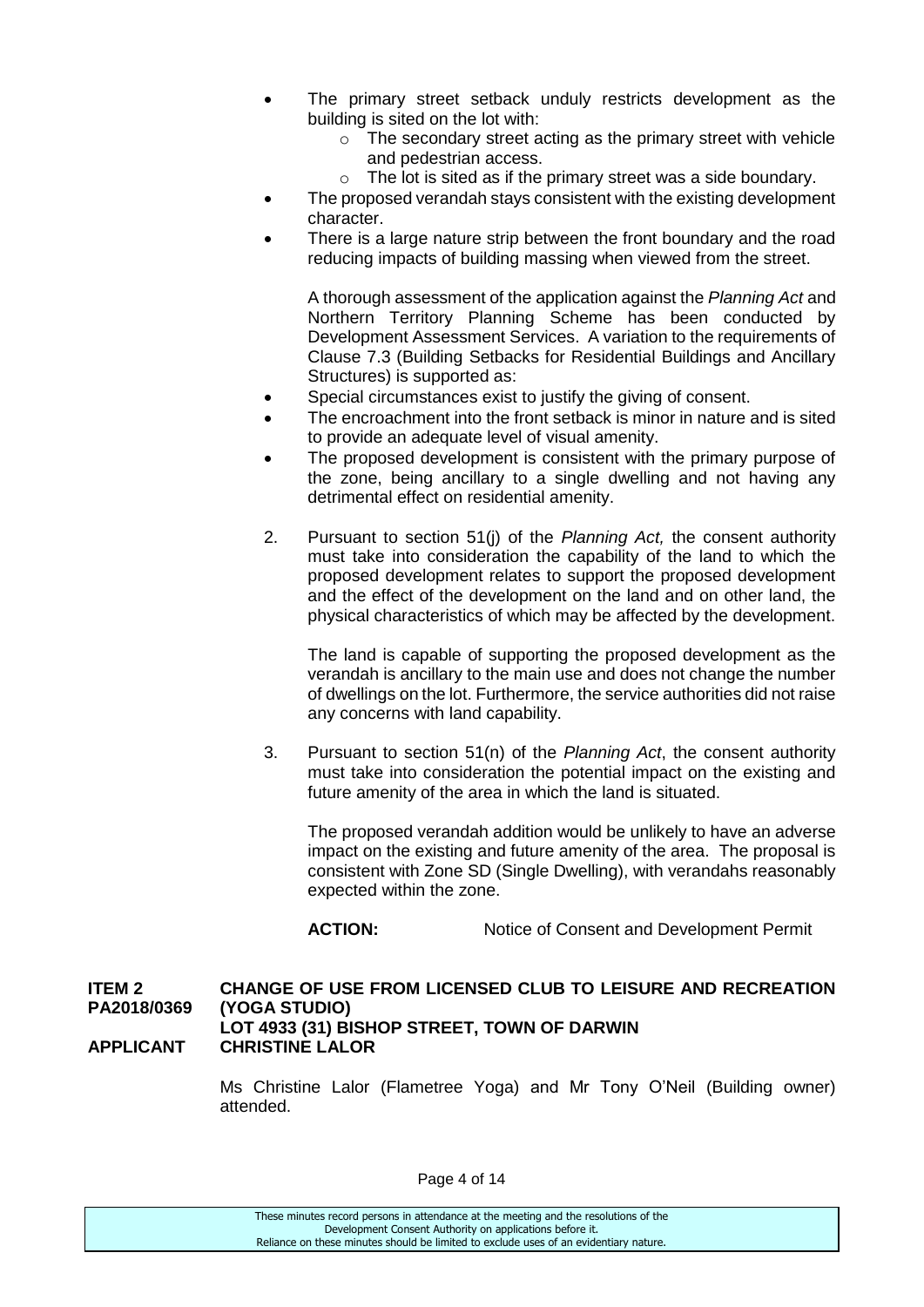- The primary street setback unduly restricts development as the building is sited on the lot with:
  - The secondary street acting as the primary street with vehicle and pedestrian access.
  - The lot is sited as if the primary street was a side boundary.
- The proposed verandah stays consistent with the existing development character.
- There is a large nature strip between the front boundary and the road reducing impacts of building massing when viewed from the street.

A thorough assessment of the application against the *Planning Act* and Northern Territory Planning Scheme has been conducted by Development Assessment Services. A variation to the requirements of Clause 7.3 (Building Setbacks for Residential Buildings and Ancillary Structures) is supported as:

- Special circumstances exist to justify the giving of consent.
- The encroachment into the front setback is minor in nature and is sited to provide an adequate level of visual amenity.
- The proposed development is consistent with the primary purpose of the zone, being ancillary to a single dwelling and not having any detrimental effect on residential amenity.

2. Pursuant to section 51(j) of the *Planning Act,* the consent authority must take into consideration the capability of the land to which the proposed development relates to support the proposed development and the effect of the development on the land and on other land, the physical characteristics of which may be affected by the development.

   The land is capable of supporting the proposed development as the verandah is ancillary to the main use and does not change the number of dwellings on the lot. Furthermore, the service authorities did not raise any concerns with land capability.

3. Pursuant to section 51(n) of the *Planning Act*, the consent authority must take into consideration the potential impact on the existing and future amenity of the area in which the land is situated.

   The proposed verandah addition would be unlikely to have an adverse impact on the existing and future amenity of the area. The proposal is consistent with Zone SD (Single Dwelling), with verandahs reasonably expected within the zone.

**ACTION:** Notice of Consent and Development Permit

**ITEM 2 CHANGE OF USE FROM LICENSED CLUB TO LEISURE AND RECREATION**
**PA2018/0369 (YOGA STUDIO)**
**LOT 4933 (31) BISHOP STREET, TOWN OF DARWIN**
**APPLICANT CHRISTINE LALOR**

Ms Christine Lalor (Flametree Yoga) and Mr Tony O'Neil (Building owner) attended.

These minutes record persons in attendance at the meeting and the resolutions of the Development Consent Authority on applications before it.
Reliance on these minutes should be limited to exclude uses of an evidentiary nature.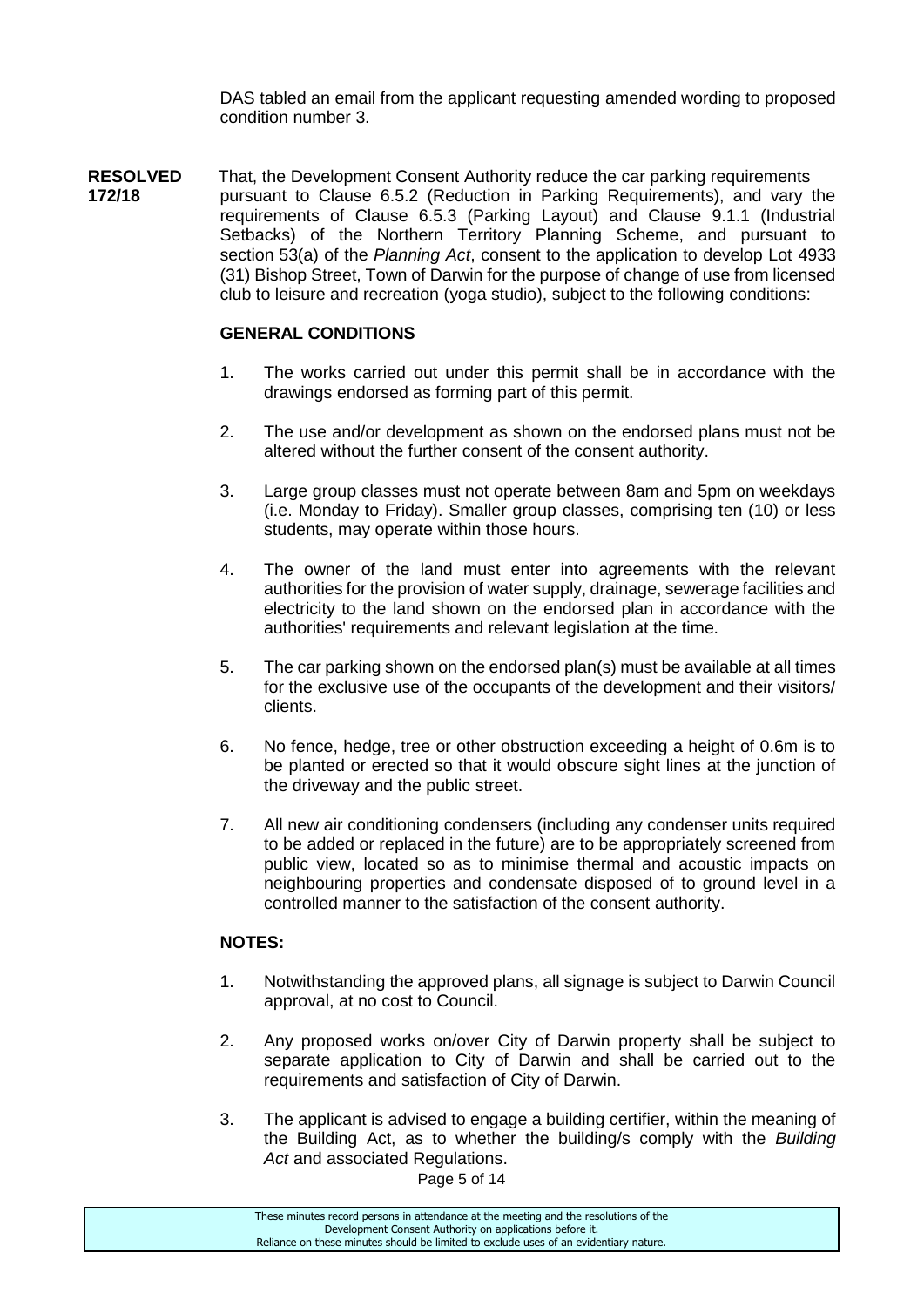DAS tabled an email from the applicant requesting amended wording to proposed condition number 3.

**RESOLVED 172/18** That, the Development Consent Authority reduce the car parking requirements pursuant to Clause 6.5.2 (Reduction in Parking Requirements), and vary the requirements of Clause 6.5.3 (Parking Layout) and Clause 9.1.1 (Industrial Setbacks) of the Northern Territory Planning Scheme, and pursuant to section 53(a) of the *Planning Act*, consent to the application to develop Lot 4933 (31) Bishop Street, Town of Darwin for the purpose of change of use from licensed club to leisure and recreation (yoga studio), subject to the following conditions:

**GENERAL CONDITIONS**

1. The works carried out under this permit shall be in accordance with the drawings endorsed as forming part of this permit.

2. The use and/or development as shown on the endorsed plans must not be altered without the further consent of the consent authority.

3. Large group classes must not operate between 8am and 5pm on weekdays (i.e. Monday to Friday). Smaller group classes, comprising ten (10) or less students, may operate within those hours.

4. The owner of the land must enter into agreements with the relevant authorities for the provision of water supply, drainage, sewerage facilities and electricity to the land shown on the endorsed plan in accordance with the authorities' requirements and relevant legislation at the time.

5. The car parking shown on the endorsed plan(s) must be available at all times for the exclusive use of the occupants of the development and their visitors/ clients.

6. No fence, hedge, tree or other obstruction exceeding a height of 0.6m is to be planted or erected so that it would obscure sight lines at the junction of the driveway and the public street.

7. All new air conditioning condensers (including any condenser units required to be added or replaced in the future) are to be appropriately screened from public view, located so as to minimise thermal and acoustic impacts on neighbouring properties and condensate disposed of to ground level in a controlled manner to the satisfaction of the consent authority.

**NOTES:**

1. Notwithstanding the approved plans, all signage is subject to Darwin Council approval, at no cost to Council.

2. Any proposed works on/over City of Darwin property shall be subject to separate application to City of Darwin and shall be carried out to the requirements and satisfaction of City of Darwin.

3. The applicant is advised to engage a building certifier, within the meaning of the Building Act, as to whether the building/s comply with the *Building Act* and associated Regulations.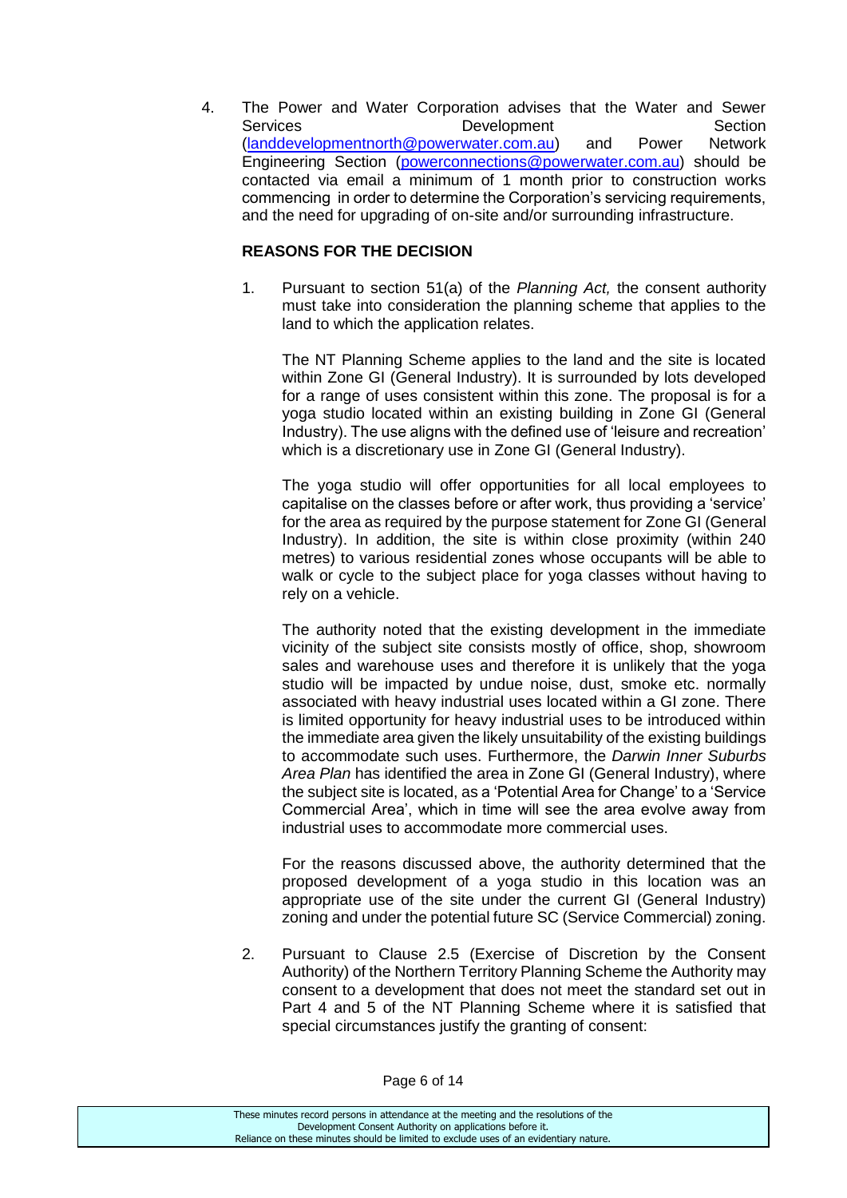4. The Power and Water Corporation advises that the Water and Sewer Services Development Section (landdevelopmentnorth@powerwater.com.au) and Power Network Engineering Section (powerconnections@powerwater.com.au) should be contacted via email a minimum of 1 month prior to construction works commencing in order to determine the Corporation's servicing requirements, and the need for upgrading of on-site and/or surrounding infrastructure.

**REASONS FOR THE DECISION**

1. Pursuant to section 51(a) of the *Planning Act,* the consent authority must take into consideration the planning scheme that applies to the land to which the application relates.

   The NT Planning Scheme applies to the land and the site is located within Zone GI (General Industry). It is surrounded by lots developed for a range of uses consistent within this zone. The proposal is for a yoga studio located within an existing building in Zone GI (General Industry). The use aligns with the defined use of 'leisure and recreation' which is a discretionary use in Zone GI (General Industry).

   The yoga studio will offer opportunities for all local employees to capitalise on the classes before or after work, thus providing a 'service' for the area as required by the purpose statement for Zone GI (General Industry). In addition, the site is within close proximity (within 240 metres) to various residential zones whose occupants will be able to walk or cycle to the subject place for yoga classes without having to rely on a vehicle.

   The authority noted that the existing development in the immediate vicinity of the subject site consists mostly of office, shop, showroom sales and warehouse uses and therefore it is unlikely that the yoga studio will be impacted by undue noise, dust, smoke etc. normally associated with heavy industrial uses located within a GI zone. There is limited opportunity for heavy industrial uses to be introduced within the immediate area given the likely unsuitability of the existing buildings to accommodate such uses. Furthermore, the *Darwin Inner Suburbs Area Plan* has identified the area in Zone GI (General Industry), where the subject site is located, as a 'Potential Area for Change' to a 'Service Commercial Area', which in time will see the area evolve away from industrial uses to accommodate more commercial uses.

   For the reasons discussed above, the authority determined that the proposed development of a yoga studio in this location was an appropriate use of the site under the current GI (General Industry) zoning and under the potential future SC (Service Commercial) zoning.

2. Pursuant to Clause 2.5 (Exercise of Discretion by the Consent Authority) of the Northern Territory Planning Scheme the Authority may consent to a development that does not meet the standard set out in Part 4 and 5 of the NT Planning Scheme where it is satisfied that special circumstances justify the granting of consent: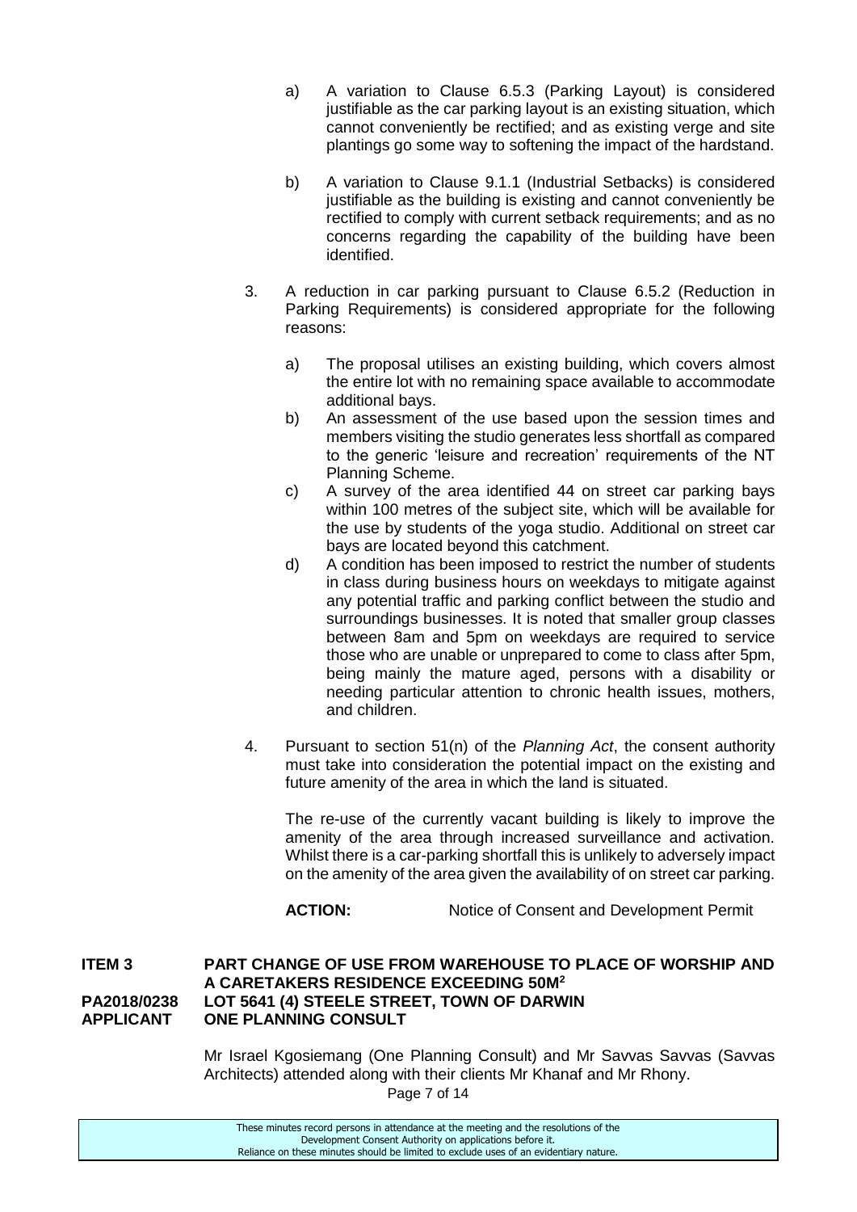a) A variation to Clause 6.5.3 (Parking Layout) is considered justifiable as the car parking layout is an existing situation, which cannot conveniently be rectified; and as existing verge and site plantings go some way to softening the impact of the hardstand.

b) A variation to Clause 9.1.1 (Industrial Setbacks) is considered justifiable as the building is existing and cannot conveniently be rectified to comply with current setback requirements; and as no concerns regarding the capability of the building have been identified.

3. A reduction in car parking pursuant to Clause 6.5.2 (Reduction in Parking Requirements) is considered appropriate for the following reasons:

   a) The proposal utilises an existing building, which covers almost the entire lot with no remaining space available to accommodate additional bays.
   b) An assessment of the use based upon the session times and members visiting the studio generates less shortfall as compared to the generic 'leisure and recreation' requirements of the NT Planning Scheme.
   c) A survey of the area identified 44 on street car parking bays within 100 metres of the subject site, which will be available for the use by students of the yoga studio. Additional on street car bays are located beyond this catchment.
   d) A condition has been imposed to restrict the number of students in class during business hours on weekdays to mitigate against any potential traffic and parking conflict between the studio and surroundings businesses. It is noted that smaller group classes between 8am and 5pm on weekdays are required to service those who are unable or unprepared to come to class after 5pm, being mainly the mature aged, persons with a disability or needing particular attention to chronic health issues, mothers, and children.

4. Pursuant to section 51(n) of the *Planning Act*, the consent authority must take into consideration the potential impact on the existing and future amenity of the area in which the land is situated.

   The re-use of the currently vacant building is likely to improve the amenity of the area through increased surveillance and activation. Whilst there is a car-parking shortfall this is unlikely to adversely impact on the amenity of the area given the availability of on street car parking.

   **ACTION:** Notice of Consent and Development Permit

**ITEM 3** **PART CHANGE OF USE FROM WAREHOUSE TO PLACE OF WORSHIP AND A CARETAKERS RESIDENCE EXCEEDING 50M²**
**PA2018/0238** **LOT 5641 (4) STEELE STREET, TOWN OF DARWIN**
**APPLICANT** **ONE PLANNING CONSULT**

Mr Israel Kgosiemang (One Planning Consult) and Mr Savvas Savvas (Savvas Architects) attended along with their clients Mr Khanaf and Mr Rhony.

These minutes record persons in attendance at the meeting and the resolutions of the Development Consent Authority on applications before it. Reliance on these minutes should be limited to exclude uses of an evidentiary nature.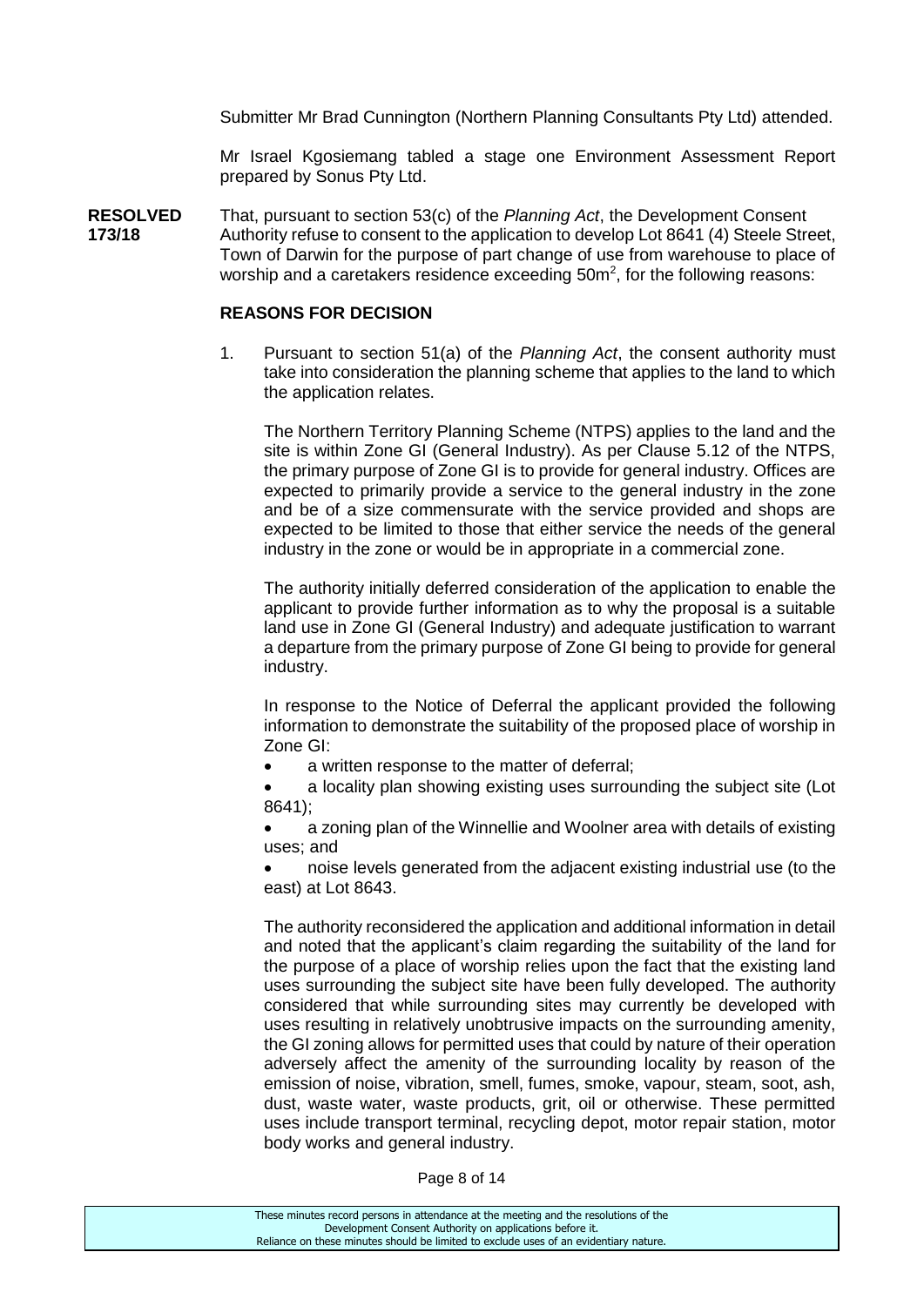Submitter Mr Brad Cunnington (Northern Planning Consultants Pty Ltd) attended.

Mr Israel Kgosiemang tabled a stage one Environment Assessment Report prepared by Sonus Pty Ltd.

**RESOLVED 173/18**

That, pursuant to section 53(c) of the *Planning Act*, the Development Consent Authority refuse to consent to the application to develop Lot 8641 (4) Steele Street, Town of Darwin for the purpose of part change of use from warehouse to place of worship and a caretakers residence exceeding 50m$^2$, for the following reasons:

**REASONS FOR DECISION**

1. Pursuant to section 51(a) of the *Planning Act*, the consent authority must take into consideration the planning scheme that applies to the land to which the application relates.

   The Northern Territory Planning Scheme (NTPS) applies to the land and the site is within Zone GI (General Industry). As per Clause 5.12 of the NTPS, the primary purpose of Zone GI is to provide for general industry. Offices are expected to primarily provide a service to the general industry in the zone and be of a size commensurate with the service provided and shops are expected to be limited to those that either service the needs of the general industry in the zone or would be in appropriate in a commercial zone.

   The authority initially deferred consideration of the application to enable the applicant to provide further information as to why the proposal is a suitable land use in Zone GI (General Industry) and adequate justification to warrant a departure from the primary purpose of Zone GI being to provide for general industry.

   In response to the Notice of Deferral the applicant provided the following information to demonstrate the suitability of the proposed place of worship in Zone GI:

   - a written response to the matter of deferral;
   - a locality plan showing existing uses surrounding the subject site (Lot 8641);
   - a zoning plan of the Winnellie and Woolner area with details of existing uses; and
   - noise levels generated from the adjacent existing industrial use (to the east) at Lot 8643.

   The authority reconsidered the application and additional information in detail and noted that the applicant's claim regarding the suitability of the land for the purpose of a place of worship relies upon the fact that the existing land uses surrounding the subject site have been fully developed. The authority considered that while surrounding sites may currently be developed with uses resulting in relatively unobtrusive impacts on the surrounding amenity, the GI zoning allows for permitted uses that could by nature of their operation adversely affect the amenity of the surrounding locality by reason of the emission of noise, vibration, smell, fumes, smoke, vapour, steam, soot, ash, dust, waste water, waste products, grit, oil or otherwise. These permitted uses include transport terminal, recycling depot, motor repair station, motor body works and general industry.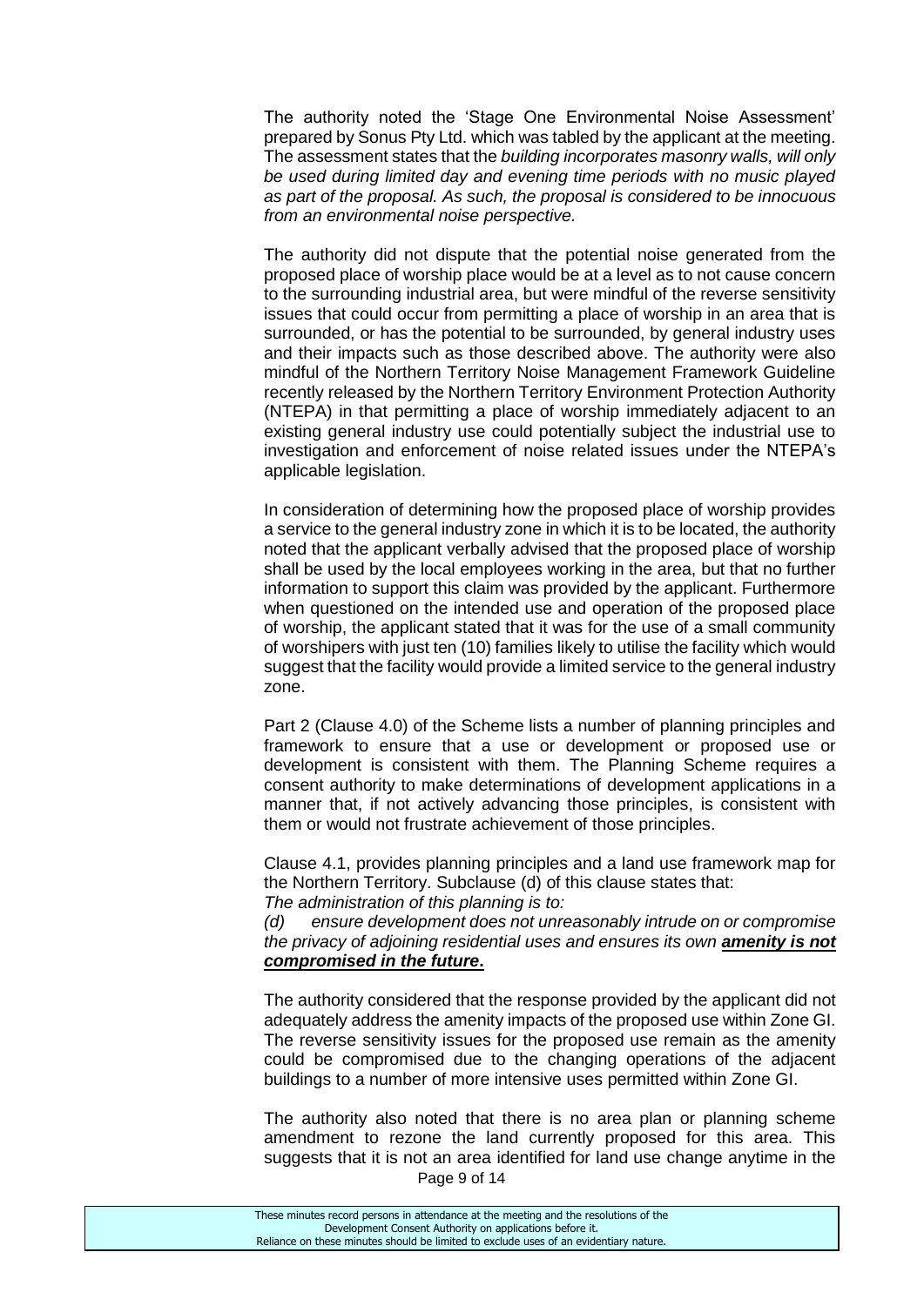The authority noted the 'Stage One Environmental Noise Assessment' prepared by Sonus Pty Ltd. which was tabled by the applicant at the meeting. The assessment states that the *building incorporates masonry walls, will only be used during limited day and evening time periods with no music played as part of the proposal. As such, the proposal is considered to be innocuous from an environmental noise perspective.*

The authority did not dispute that the potential noise generated from the proposed place of worship place would be at a level as to not cause concern to the surrounding industrial area, but were mindful of the reverse sensitivity issues that could occur from permitting a place of worship in an area that is surrounded, or has the potential to be surrounded, by general industry uses and their impacts such as those described above. The authority were also mindful of the Northern Territory Noise Management Framework Guideline recently released by the Northern Territory Environment Protection Authority (NTEPA) in that permitting a place of worship immediately adjacent to an existing general industry use could potentially subject the industrial use to investigation and enforcement of noise related issues under the NTEPA's applicable legislation.

In consideration of determining how the proposed place of worship provides a service to the general industry zone in which it is to be located, the authority noted that the applicant verbally advised that the proposed place of worship shall be used by the local employees working in the area, but that no further information to support this claim was provided by the applicant. Furthermore when questioned on the intended use and operation of the proposed place of worship, the applicant stated that it was for the use of a small community of worshipers with just ten (10) families likely to utilise the facility which would suggest that the facility would provide a limited service to the general industry zone.

Part 2 (Clause 4.0) of the Scheme lists a number of planning principles and framework to ensure that a use or development or proposed use or development is consistent with them. The Planning Scheme requires a consent authority to make determinations of development applications in a manner that, if not actively advancing those principles, is consistent with them or would not frustrate achievement of those principles.

Clause 4.1, provides planning principles and a land use framework map for the Northern Territory. Subclause (d) of this clause states that:
*The administration of this planning is to:*

*(d) ensure development does not unreasonably intrude on or compromise the privacy of adjoining residential uses and ensures its own **amenity is not compromised in the future**.*

The authority considered that the response provided by the applicant did not adequately address the amenity impacts of the proposed use within Zone GI. The reverse sensitivity issues for the proposed use remain as the amenity could be compromised due to the changing operations of the adjacent buildings to a number of more intensive uses permitted within Zone GI.

The authority also noted that there is no area plan or planning scheme amendment to rezone the land currently proposed for this area. This suggests that it is not an area identified for land use change anytime in the

These minutes record persons in attendance at the meeting and the resolutions of the Development Consent Authority on applications before it.
Reliance on these minutes should be limited to exclude uses of an evidentiary nature.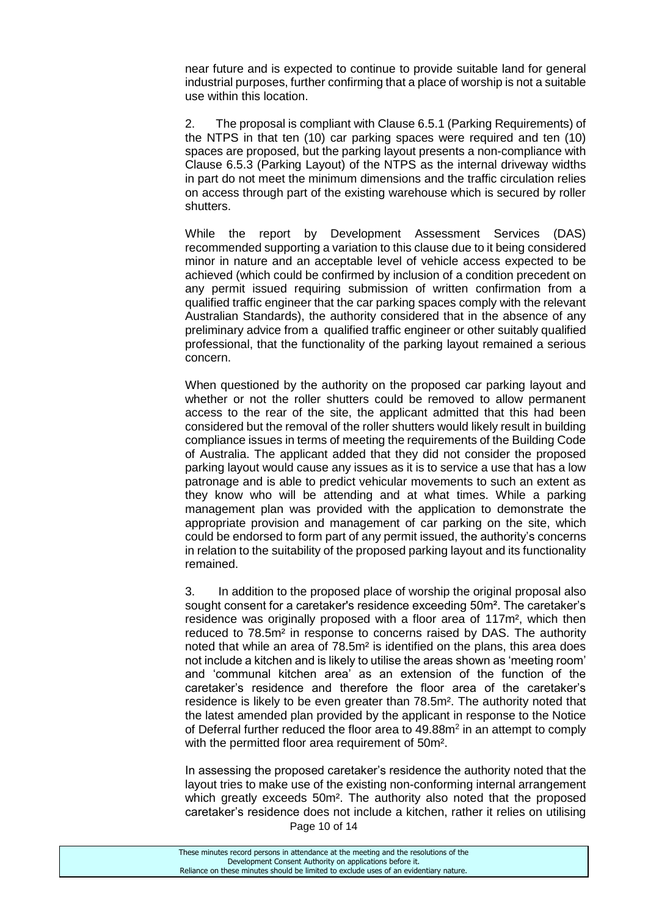near future and is expected to continue to provide suitable land for general industrial purposes, further confirming that a place of worship is not a suitable use within this location.

2. The proposal is compliant with Clause 6.5.1 (Parking Requirements) of the NTPS in that ten (10) car parking spaces were required and ten (10) spaces are proposed, but the parking layout presents a non-compliance with Clause 6.5.3 (Parking Layout) of the NTPS as the internal driveway widths in part do not meet the minimum dimensions and the traffic circulation relies on access through part of the existing warehouse which is secured by roller shutters.

While the report by Development Assessment Services (DAS) recommended supporting a variation to this clause due to it being considered minor in nature and an acceptable level of vehicle access expected to be achieved (which could be confirmed by inclusion of a condition precedent on any permit issued requiring submission of written confirmation from a qualified traffic engineer that the car parking spaces comply with the relevant Australian Standards), the authority considered that in the absence of any preliminary advice from a qualified traffic engineer or other suitably qualified professional, that the functionality of the parking layout remained a serious concern.

When questioned by the authority on the proposed car parking layout and whether or not the roller shutters could be removed to allow permanent access to the rear of the site, the applicant admitted that this had been considered but the removal of the roller shutters would likely result in building compliance issues in terms of meeting the requirements of the Building Code of Australia. The applicant added that they did not consider the proposed parking layout would cause any issues as it is to service a use that has a low patronage and is able to predict vehicular movements to such an extent as they know who will be attending and at what times. While a parking management plan was provided with the application to demonstrate the appropriate provision and management of car parking on the site, which could be endorsed to form part of any permit issued, the authority's concerns in relation to the suitability of the proposed parking layout and its functionality remained.

3. In addition to the proposed place of worship the original proposal also sought consent for a caretaker's residence exceeding 50m². The caretaker's residence was originally proposed with a floor area of 117m², which then reduced to 78.5m² in response to concerns raised by DAS. The authority noted that while an area of 78.5m² is identified on the plans, this area does not include a kitchen and is likely to utilise the areas shown as 'meeting room' and 'communal kitchen area' as an extension of the function of the caretaker's residence and therefore the floor area of the caretaker's residence is likely to be even greater than 78.5m². The authority noted that the latest amended plan provided by the applicant in response to the Notice of Deferral further reduced the floor area to 49.88m² in an attempt to comply with the permitted floor area requirement of 50m².

In assessing the proposed caretaker's residence the authority noted that the layout tries to make use of the existing non-conforming internal arrangement which greatly exceeds 50m². The authority also noted that the proposed caretaker's residence does not include a kitchen, rather it relies on utilising

These minutes record persons in attendance at the meeting and the resolutions of the Development Consent Authority on applications before it. Reliance on these minutes should be limited to exclude uses of an evidentiary nature.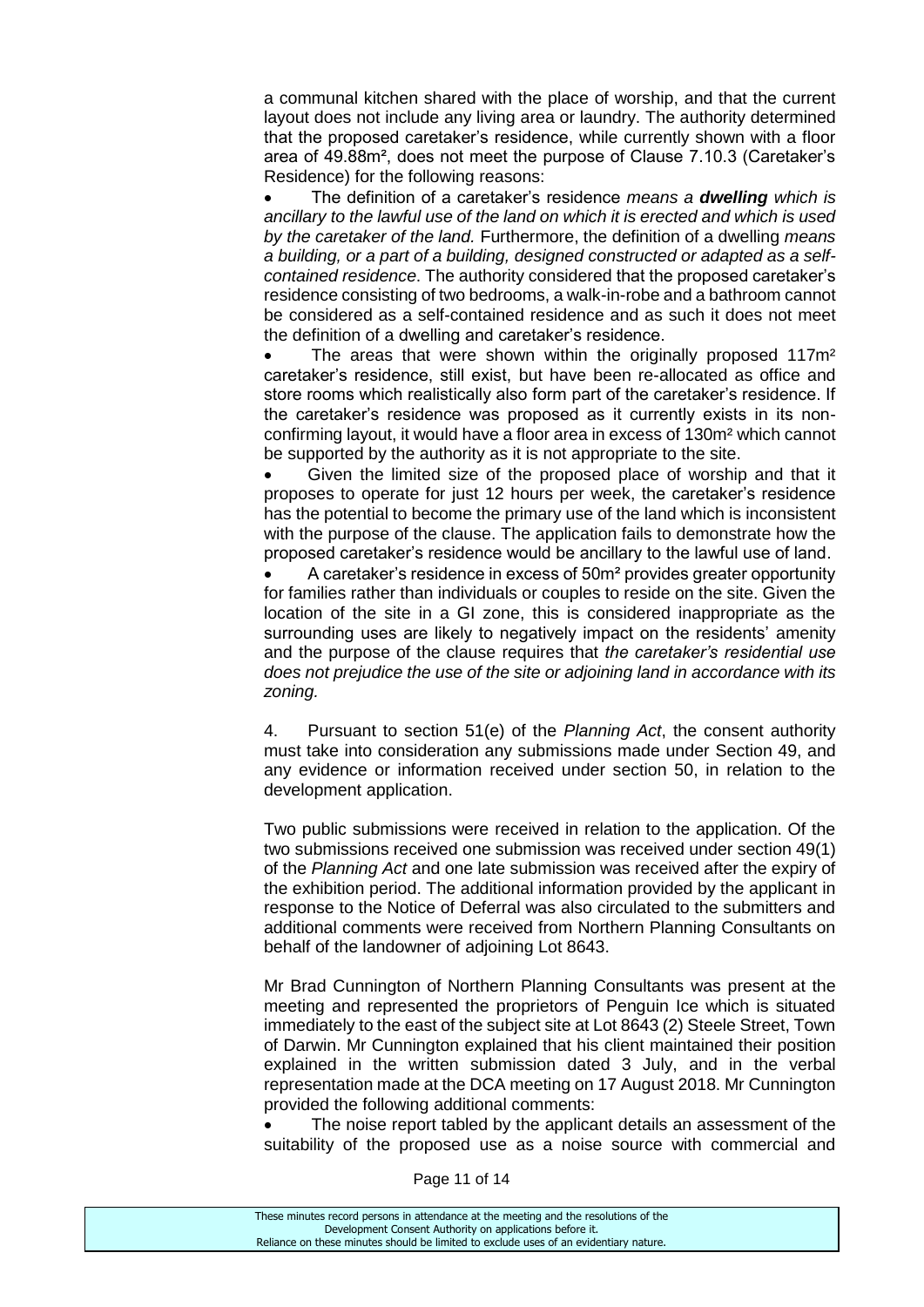a communal kitchen shared with the place of worship, and that the current layout does not include any living area or laundry. The authority determined that the proposed caretaker's residence, while currently shown with a floor area of 49.88m², does not meet the purpose of Clause 7.10.3 (Caretaker's Residence) for the following reasons:

- The definition of a caretaker's residence *means a **dwelling** which is ancillary to the lawful use of the land on which it is erected and which is used by the caretaker of the land.* Furthermore, the definition of a dwelling *means a building, or a part of a building, designed constructed or adapted as a self-contained residence*. The authority considered that the proposed caretaker's residence consisting of two bedrooms, a walk-in-robe and a bathroom cannot be considered as a self-contained residence and as such it does not meet the definition of a dwelling and caretaker's residence.
- The areas that were shown within the originally proposed 117m² caretaker's residence, still exist, but have been re-allocated as office and store rooms which realistically also form part of the caretaker's residence. If the caretaker's residence was proposed as it currently exists in its non-confirming layout, it would have a floor area in excess of 130m² which cannot be supported by the authority as it is not appropriate to the site.
- Given the limited size of the proposed place of worship and that it proposes to operate for just 12 hours per week, the caretaker's residence has the potential to become the primary use of the land which is inconsistent with the purpose of the clause. The application fails to demonstrate how the proposed caretaker's residence would be ancillary to the lawful use of land.
- A caretaker's residence in excess of 50m² provides greater opportunity for families rather than individuals or couples to reside on the site. Given the location of the site in a GI zone, this is considered inappropriate as the surrounding uses are likely to negatively impact on the residents' amenity and the purpose of the clause requires that *the caretaker's residential use does not prejudice the use of the site or adjoining land in accordance with its zoning.*

4. Pursuant to section 51(e) of the *Planning Act*, the consent authority must take into consideration any submissions made under Section 49, and any evidence or information received under section 50, in relation to the development application.

Two public submissions were received in relation to the application. Of the two submissions received one submission was received under section 49(1) of the *Planning Act* and one late submission was received after the expiry of the exhibition period. The additional information provided by the applicant in response to the Notice of Deferral was also circulated to the submitters and additional comments were received from Northern Planning Consultants on behalf of the landowner of adjoining Lot 8643.

Mr Brad Cunnington of Northern Planning Consultants was present at the meeting and represented the proprietors of Penguin Ice which is situated immediately to the east of the subject site at Lot 8643 (2) Steele Street, Town of Darwin. Mr Cunnington explained that his client maintained their position explained in the written submission dated 3 July, and in the verbal representation made at the DCA meeting on 17 August 2018. Mr Cunnington provided the following additional comments:

- The noise report tabled by the applicant details an assessment of the suitability of the proposed use as a noise source with commercial and

These minutes record persons in attendance at the meeting and the resolutions of the Development Consent Authority on applications before it.
Reliance on these minutes should be limited to exclude uses of an evidentiary nature.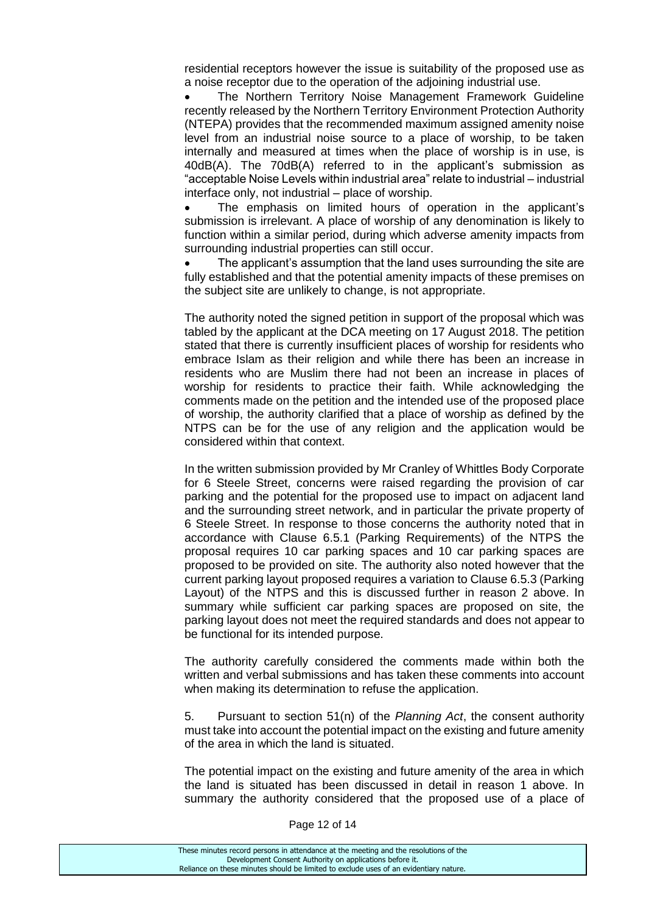residential receptors however the issue is suitability of the proposed use as a noise receptor due to the operation of the adjoining industrial use.

- The Northern Territory Noise Management Framework Guideline recently released by the Northern Territory Environment Protection Authority (NTEPA) provides that the recommended maximum assigned amenity noise level from an industrial noise source to a place of worship, to be taken internally and measured at times when the place of worship is in use, is 40dB(A). The 70dB(A) referred to in the applicant's submission as "acceptable Noise Levels within industrial area" relate to industrial – industrial interface only, not industrial – place of worship.
- The emphasis on limited hours of operation in the applicant's submission is irrelevant. A place of worship of any denomination is likely to function within a similar period, during which adverse amenity impacts from surrounding industrial properties can still occur.
- The applicant's assumption that the land uses surrounding the site are fully established and that the potential amenity impacts of these premises on the subject site are unlikely to change, is not appropriate.

The authority noted the signed petition in support of the proposal which was tabled by the applicant at the DCA meeting on 17 August 2018. The petition stated that there is currently insufficient places of worship for residents who embrace Islam as their religion and while there has been an increase in residents who are Muslim there had not been an increase in places of worship for residents to practice their faith. While acknowledging the comments made on the petition and the intended use of the proposed place of worship, the authority clarified that a place of worship as defined by the NTPS can be for the use of any religion and the application would be considered within that context.

In the written submission provided by Mr Cranley of Whittles Body Corporate for 6 Steele Street, concerns were raised regarding the provision of car parking and the potential for the proposed use to impact on adjacent land and the surrounding street network, and in particular the private property of 6 Steele Street. In response to those concerns the authority noted that in accordance with Clause 6.5.1 (Parking Requirements) of the NTPS the proposal requires 10 car parking spaces and 10 car parking spaces are proposed to be provided on site. The authority also noted however that the current parking layout proposed requires a variation to Clause 6.5.3 (Parking Layout) of the NTPS and this is discussed further in reason 2 above. In summary while sufficient car parking spaces are proposed on site, the parking layout does not meet the required standards and does not appear to be functional for its intended purpose.

The authority carefully considered the comments made within both the written and verbal submissions and has taken these comments into account when making its determination to refuse the application.

5. Pursuant to section 51(n) of the *Planning Act*, the consent authority must take into account the potential impact on the existing and future amenity of the area in which the land is situated.

The potential impact on the existing and future amenity of the area in which the land is situated has been discussed in detail in reason 1 above. In summary the authority considered that the proposed use of a place of

These minutes record persons in attendance at the meeting and the resolutions of the Development Consent Authority on applications before it.
Reliance on these minutes should be limited to exclude uses of an evidentiary nature.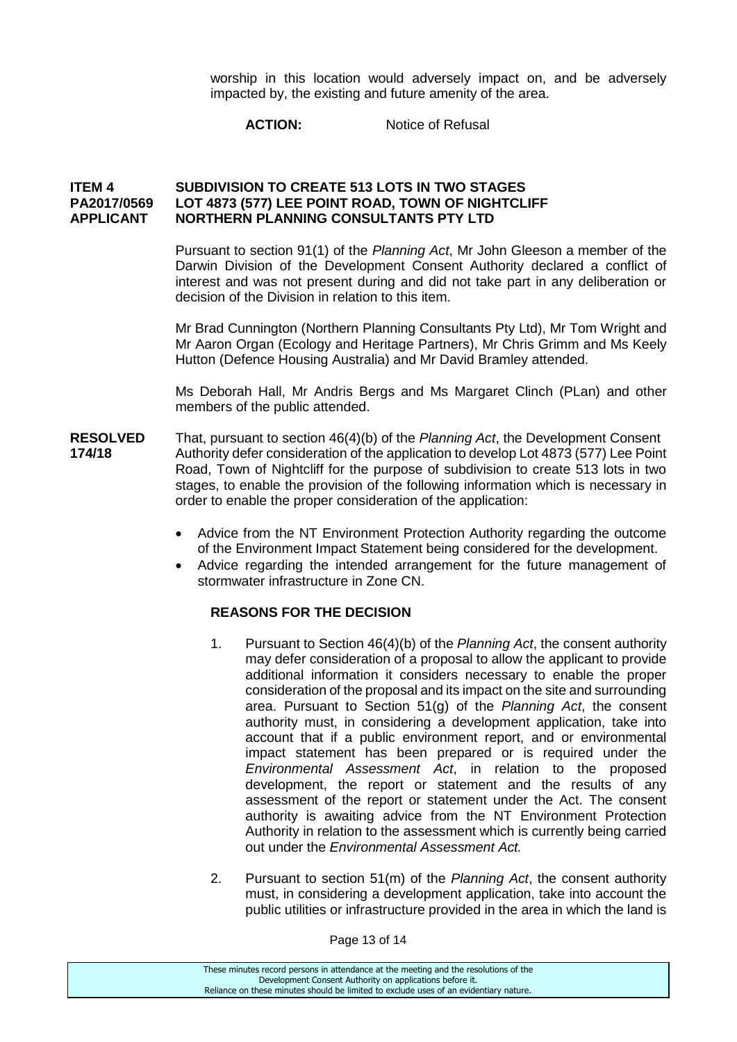worship in this location would adversely impact on, and be adversely impacted by, the existing and future amenity of the area.

**ACTION:** Notice of Refusal

**ITEM 4 SUBDIVISION TO CREATE 513 LOTS IN TWO STAGES**
**PA2017/0569 LOT 4873 (577) LEE POINT ROAD, TOWN OF NIGHTCLIFF**
**APPLICANT NORTHERN PLANNING CONSULTANTS PTY LTD**

Pursuant to section 91(1) of the *Planning Act*, Mr John Gleeson a member of the Darwin Division of the Development Consent Authority declared a conflict of interest and was not present during and did not take part in any deliberation or decision of the Division in relation to this item.

Mr Brad Cunnington (Northern Planning Consultants Pty Ltd), Mr Tom Wright and Mr Aaron Organ (Ecology and Heritage Partners), Mr Chris Grimm and Ms Keely Hutton (Defence Housing Australia) and Mr David Bramley attended.

Ms Deborah Hall, Mr Andris Bergs and Ms Margaret Clinch (PLan) and other members of the public attended.

**RESOLVED 174/18**

That, pursuant to section 46(4)(b) of the *Planning Act*, the Development Consent Authority defer consideration of the application to develop Lot 4873 (577) Lee Point Road, Town of Nightcliff for the purpose of subdivision to create 513 lots in two stages, to enable the provision of the following information which is necessary in order to enable the proper consideration of the application:

- Advice from the NT Environment Protection Authority regarding the outcome of the Environment Impact Statement being considered for the development.
- Advice regarding the intended arrangement for the future management of stormwater infrastructure in Zone CN.

**REASONS FOR THE DECISION**

1. Pursuant to Section 46(4)(b) of the *Planning Act*, the consent authority may defer consideration of a proposal to allow the applicant to provide additional information it considers necessary to enable the proper consideration of the proposal and its impact on the site and surrounding area. Pursuant to Section 51(g) of the *Planning Act*, the consent authority must, in considering a development application, take into account that if a public environment report, and or environmental impact statement has been prepared or is required under the *Environmental Assessment Act*, in relation to the proposed development, the report or statement and the results of any assessment of the report or statement under the Act. The consent authority is awaiting advice from the NT Environment Protection Authority in relation to the assessment which is currently being carried out under the *Environmental Assessment Act.*

2. Pursuant to section 51(m) of the *Planning Act*, the consent authority must, in considering a development application, take into account the public utilities or infrastructure provided in the area in which the land is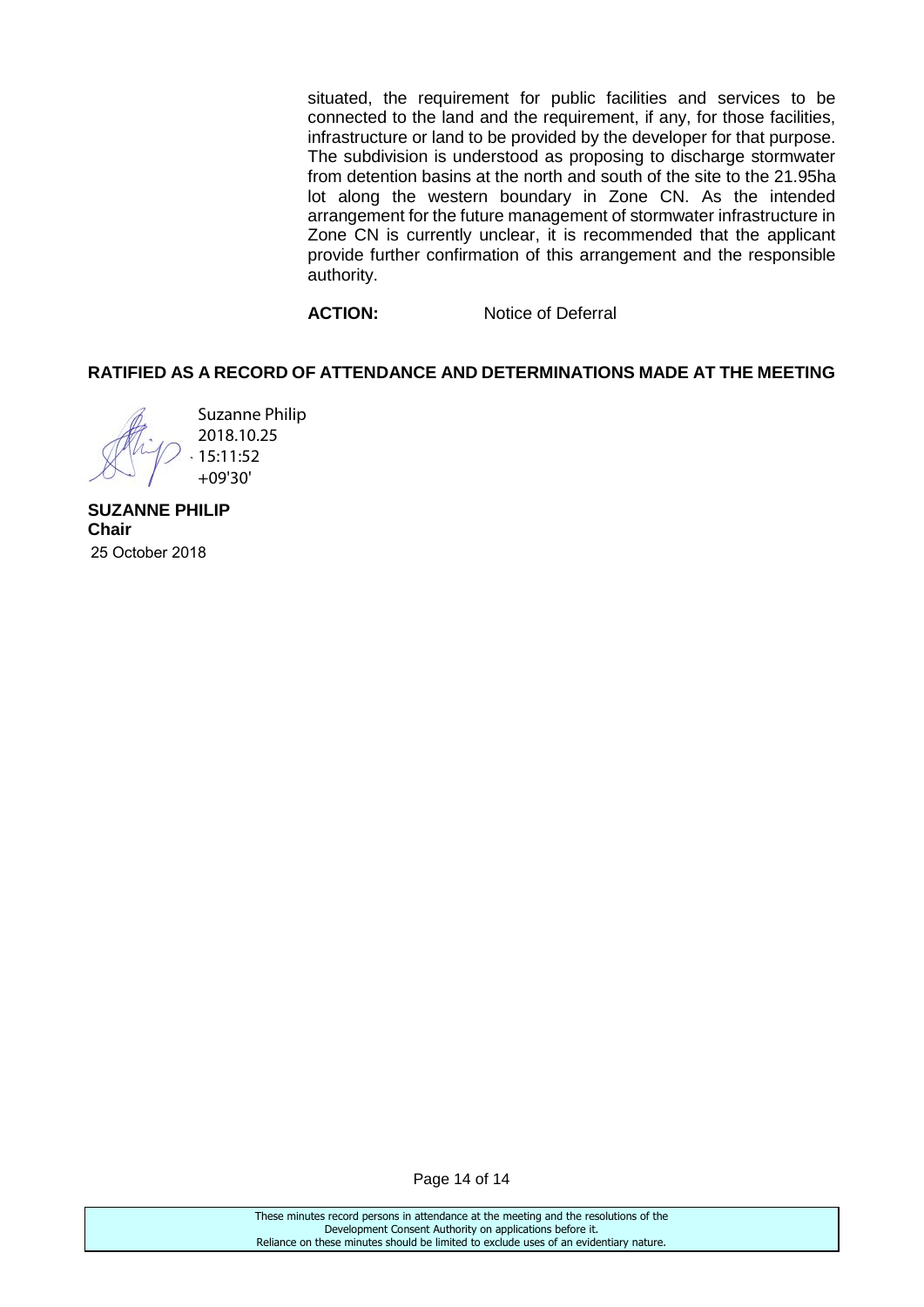situated, the requirement for public facilities and services to be connected to the land and the requirement, if any, for those facilities, infrastructure or land to be provided by the developer for that purpose. The subdivision is understood as proposing to discharge stormwater from detention basins at the north and south of the site to the 21.95ha lot along the western boundary in Zone CN. As the intended arrangement for the future management of stormwater infrastructure in Zone CN is currently unclear, it is recommended that the applicant provide further confirmation of this arrangement and the responsible authority.

**ACTION:** Notice of Deferral

**RATIFIED AS A RECORD OF ATTENDANCE AND DETERMINATIONS MADE AT THE MEETING**

Suzanne Philip
2018.10.25
15:11:52
+09'30'

**SUZANNE PHILIP**
**Chair**
25 October 2018

These minutes record persons in attendance at the meeting and the resolutions of the Development Consent Authority on applications before it.
Reliance on these minutes should be limited to exclude uses of an evidentiary nature.